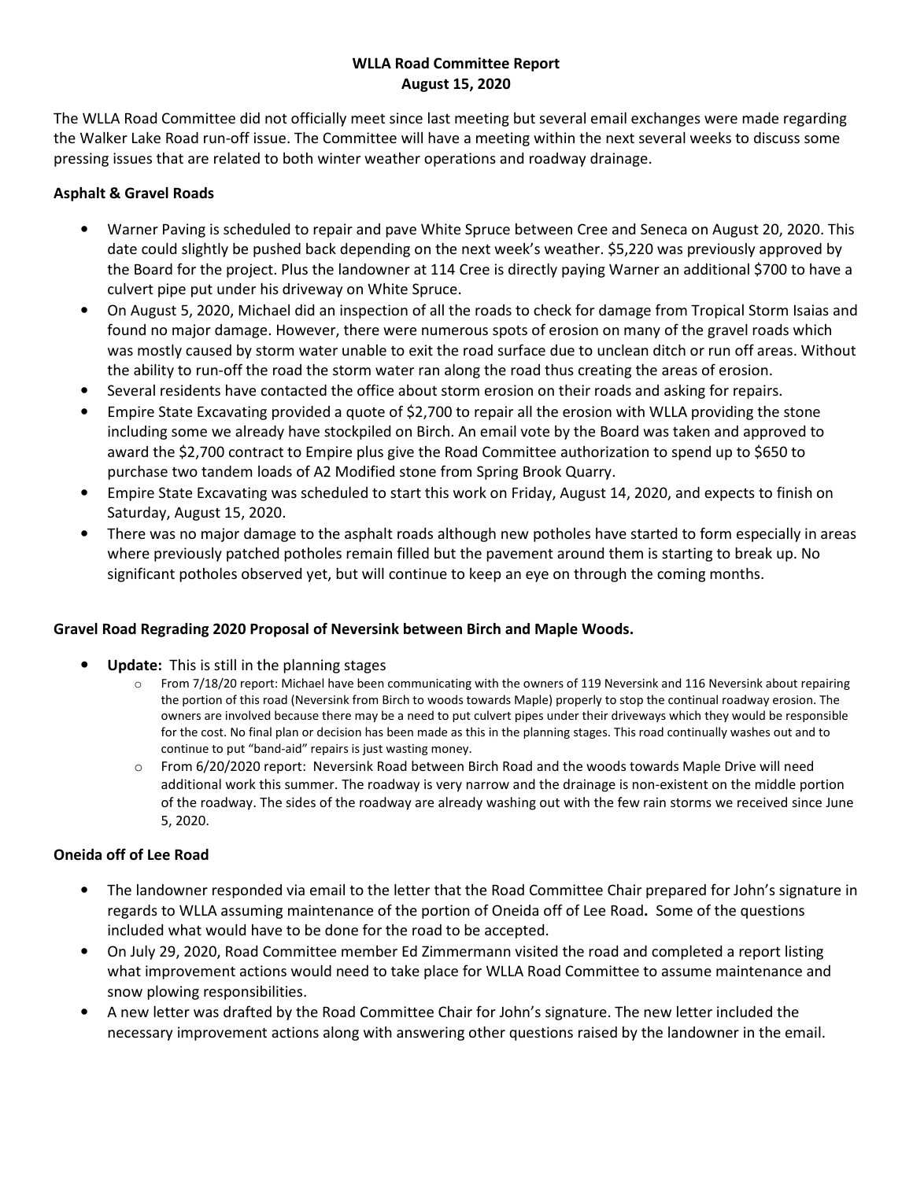# WLLA Road Committee Report
## August 15, 2020

The WLLA Road Committee did not officially meet since last meeting but several email exchanges were made regarding the Walker Lake Road run-off issue. The Committee will have a meeting within the next several weeks to discuss some pressing issues that are related to both winter weather operations and roadway drainage.

### Asphalt & Gravel Roads

- Warner Paving is scheduled to repair and pave White Spruce between Cree and Seneca on August 20, 2020. This date could slightly be pushed back depending on the next week's weather. $5,220 was previously approved by the Board for the project. Plus the landowner at 114 Cree is directly paying Warner an additional $700 to have a culvert pipe put under his driveway on White Spruce.
- On August 5, 2020, Michael did an inspection of all the roads to check for damage from Tropical Storm Isaias and found no major damage. However, there were numerous spots of erosion on many of the gravel roads which was mostly caused by storm water unable to exit the road surface due to unclean ditch or run off areas. Without the ability to run-off the road the storm water ran along the road thus creating the areas of erosion.
- Several residents have contacted the office about storm erosion on their roads and asking for repairs.
- Empire State Excavating provided a quote of $2,700 to repair all the erosion with WLLA providing the stone including some we already have stockpiled on Birch. An email vote by the Board was taken and approved to award the $2,700 contract to Empire plus give the Road Committee authorization to spend up to $650 to purchase two tandem loads of A2 Modified stone from Spring Brook Quarry.
- Empire State Excavating was scheduled to start this work on Friday, August 14, 2020, and expects to finish on Saturday, August 15, 2020.
- There was no major damage to the asphalt roads although new potholes have started to form especially in areas where previously patched potholes remain filled but the pavement around them is starting to break up. No significant potholes observed yet, but will continue to keep an eye on through the coming months.

### Gravel Road Regrading 2020 Proposal of Neversink between Birch and Maple Woods.

- **Update:** This is still in the planning stages
  - From 7/18/20 report: Michael have been communicating with the owners of 119 Neversink and 116 Neversink about repairing the portion of this road (Neversink from Birch to woods towards Maple) properly to stop the continual roadway erosion. The owners are involved because there may be a need to put culvert pipes under their driveways which they would be responsible for the cost. No final plan or decision has been made as this in the planning stages. This road continually washes out and to continue to put "band-aid" repairs is just wasting money.
  - From 6/20/2020 report: Neversink Road between Birch Road and the woods towards Maple Drive will need additional work this summer. The roadway is very narrow and the drainage is non-existent on the middle portion of the roadway. The sides of the roadway are already washing out with the few rain storms we received since June 5, 2020.

### Oneida off of Lee Road

- The landowner responded via email to the letter that the Road Committee Chair prepared for John's signature in regards to WLLA assuming maintenance of the portion of Oneida off of Lee Road**.** Some of the questions included what would have to be done for the road to be accepted.
- On July 29, 2020, Road Committee member Ed Zimmermann visited the road and completed a report listing what improvement actions would need to take place for WLLA Road Committee to assume maintenance and snow plowing responsibilities.
- A new letter was drafted by the Road Committee Chair for John's signature. The new letter included the necessary improvement actions along with answering other questions raised by the landowner in the email.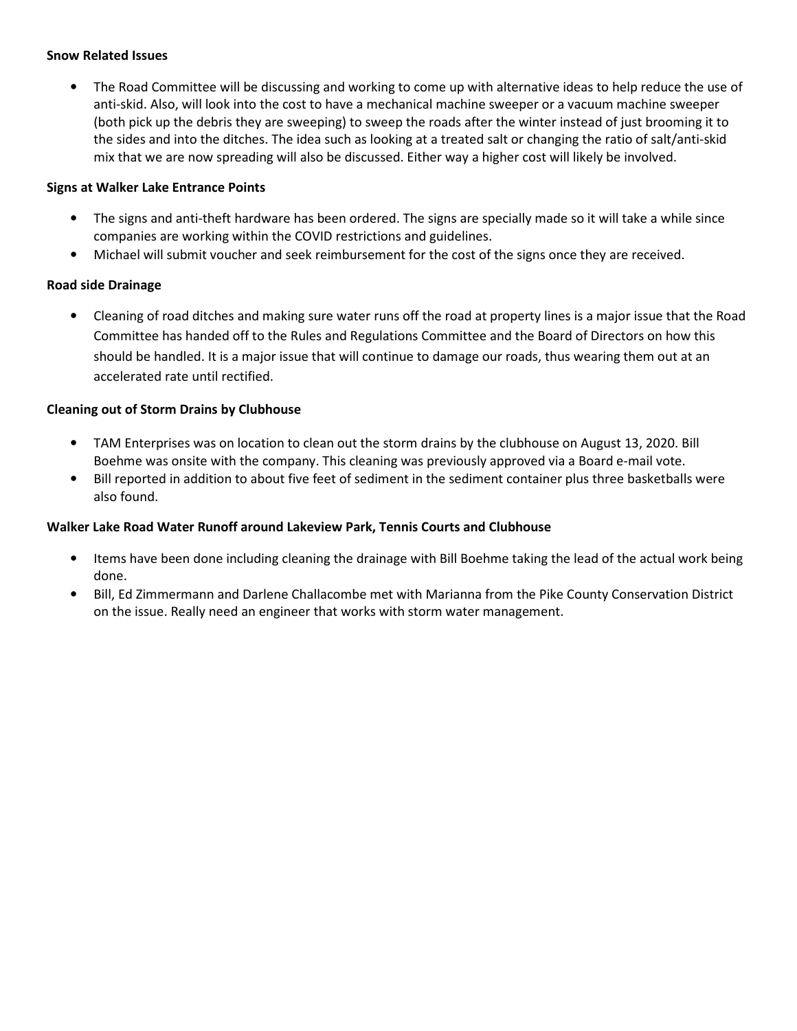**Snow Related Issues**

- The Road Committee will be discussing and working to come up with alternative ideas to help reduce the use of anti-skid. Also, will look into the cost to have a mechanical machine sweeper or a vacuum machine sweeper (both pick up the debris they are sweeping) to sweep the roads after the winter instead of just brooming it to the sides and into the ditches. The idea such as looking at a treated salt or changing the ratio of salt/anti-skid mix that we are now spreading will also be discussed. Either way a higher cost will likely be involved.

**Signs at Walker Lake Entrance Points**

- The signs and anti-theft hardware has been ordered. The signs are specially made so it will take a while since companies are working within the COVID restrictions and guidelines.
- Michael will submit voucher and seek reimbursement for the cost of the signs once they are received.

**Road side Drainage**

- Cleaning of road ditches and making sure water runs off the road at property lines is a major issue that the Road Committee has handed off to the Rules and Regulations Committee and the Board of Directors on how this should be handled. It is a major issue that will continue to damage our roads, thus wearing them out at an accelerated rate until rectified.

**Cleaning out of Storm Drains by Clubhouse**

- TAM Enterprises was on location to clean out the storm drains by the clubhouse on August 13, 2020. Bill Boehme was onsite with the company. This cleaning was previously approved via a Board e-mail vote.
- Bill reported in addition to about five feet of sediment in the sediment container plus three basketballs were also found.

**Walker Lake Road Water Runoff around Lakeview Park, Tennis Courts and Clubhouse**

- Items have been done including cleaning the drainage with Bill Boehme taking the lead of the actual work being done.
- Bill, Ed Zimmermann and Darlene Challacombe met with Marianna from the Pike County Conservation District on the issue. Really need an engineer that works with storm water management.